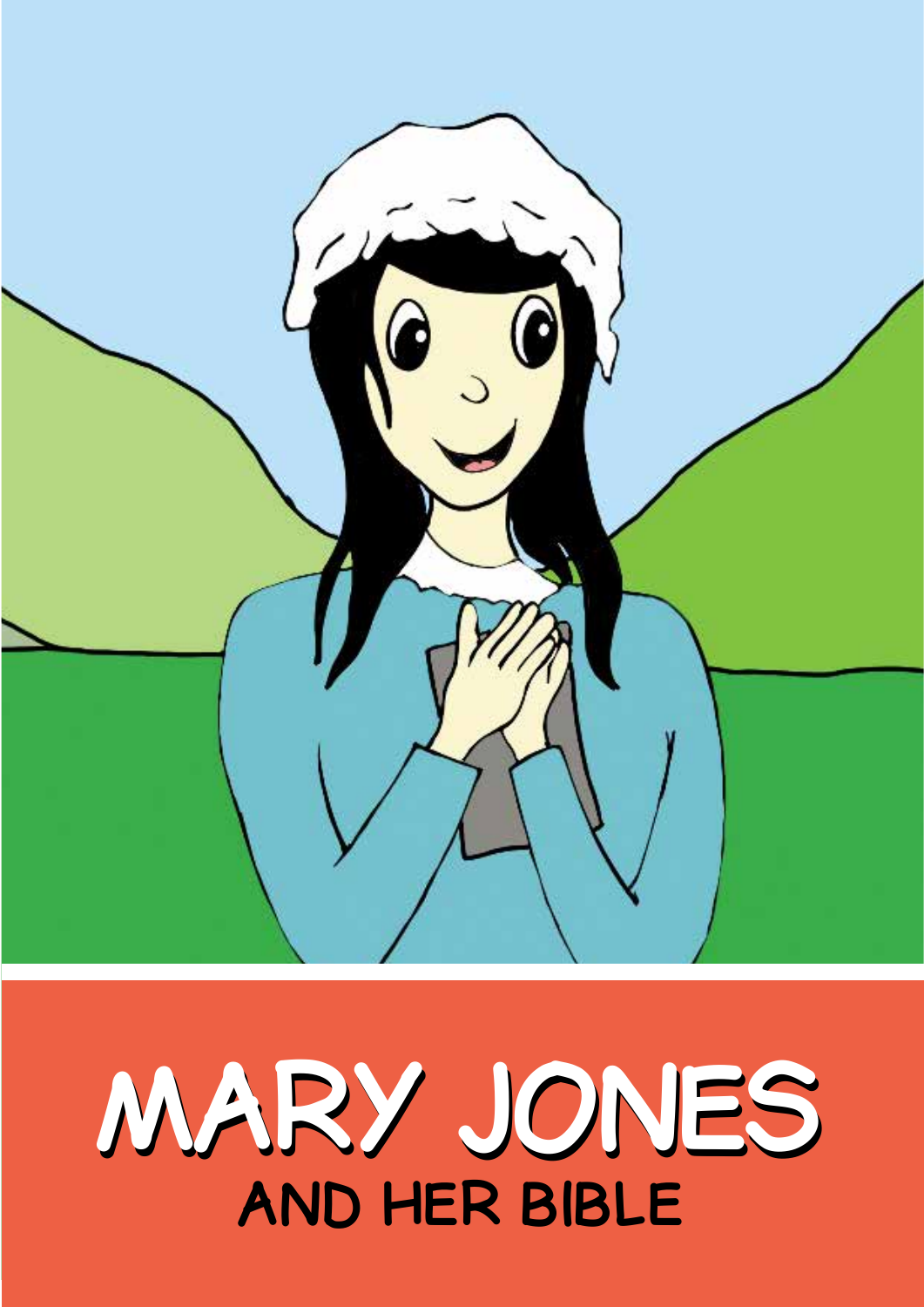# MARY JONES

## AND HER BIBLE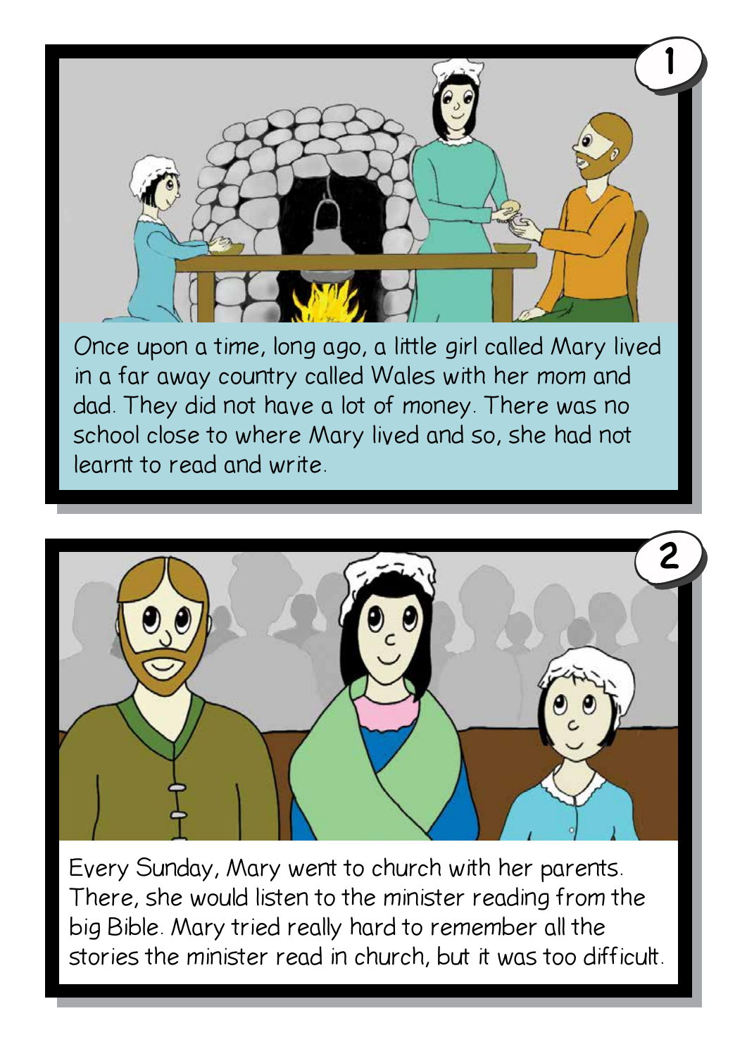Once upon a time, long ago, a little girl called Mary lived in a far away country called Wales with her mom and dad. They did not have a lot of money. There was no school close to where Mary lived and so, she had not learnt to read and write.

Every Sunday, Mary went to church with her parents. There, she would listen to the minister reading from the big Bible. Mary tried really hard to remember all the stories the minister read in church, but it was too difficult.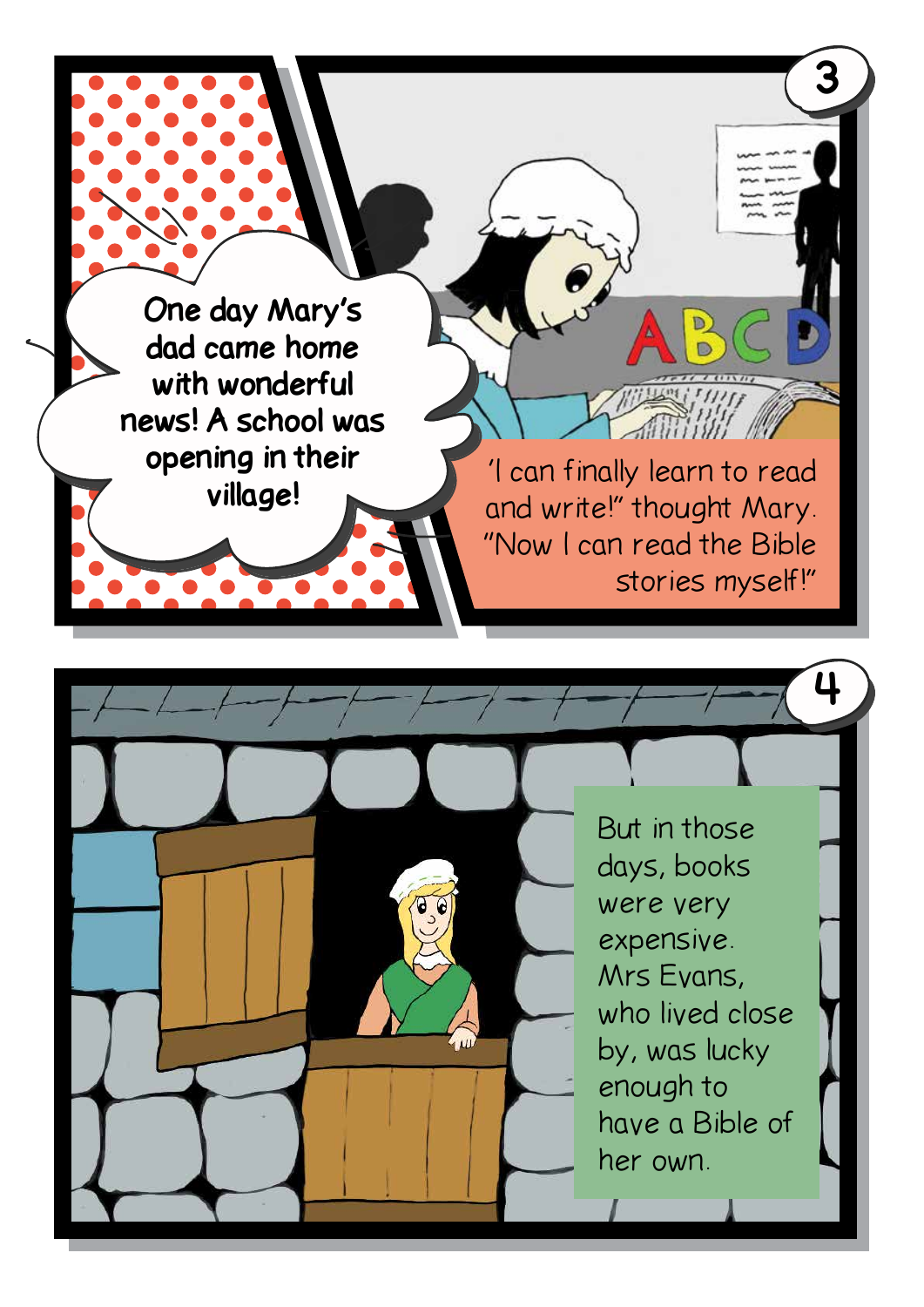One day Mary's dad came home with wonderful news! A school was opening in their village!

'I can finally learn to read and write!" thought Mary. "Now I can read the Bible stories myself!"

But in those days, books were very expensive. Mrs Evans, who lived close by, was lucky enough to have a Bible of her own.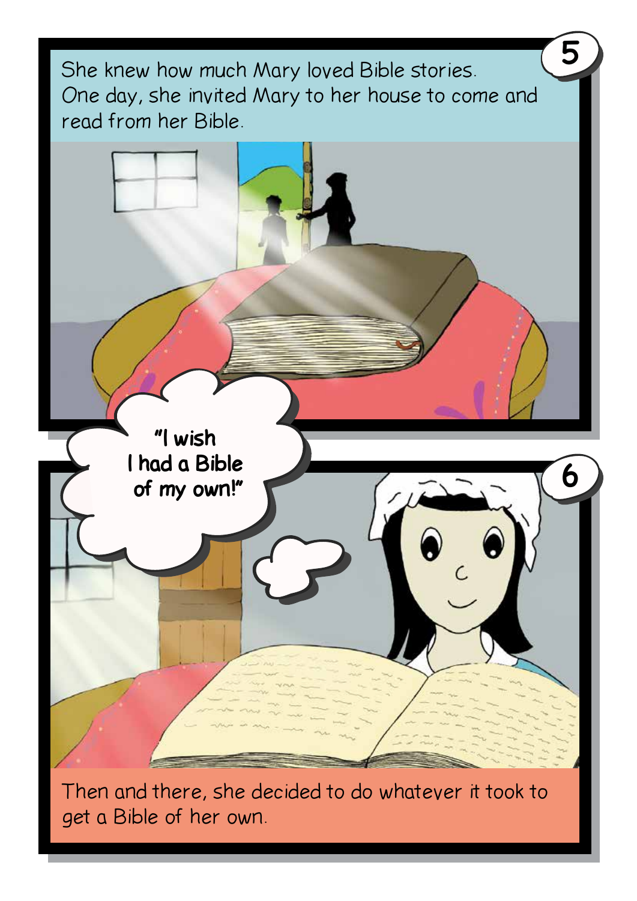She knew how much Mary loved Bible stories. One day, she invited Mary to her house to come and read from her Bible.

"I wish I had a Bible of my own!"

Then and there, she decided to do whatever it took to get a Bible of her own.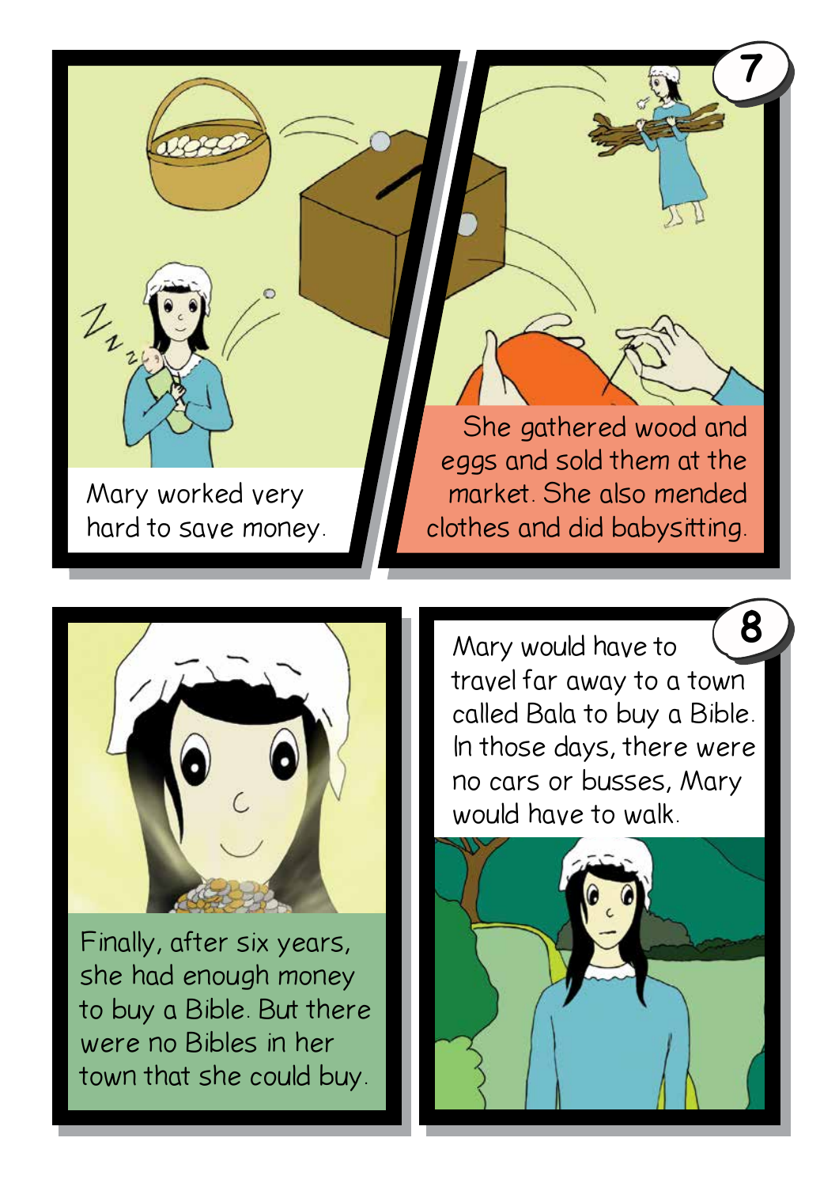Mary worked very hard to save money.

She gathered wood and eggs and sold them at the market. She also mended clothes and did babysitting.

Finally, after six years, she had enough money to buy a Bible. But there were no Bibles in her town that she could buy.

Mary would have to travel far away to a town called Bala to buy a Bible. In those days, there were no cars or busses, Mary would have to walk.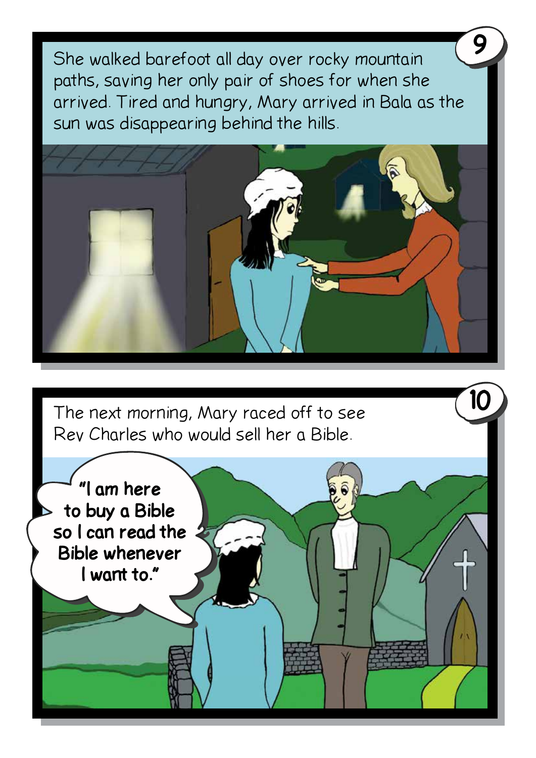She walked barefoot all day over rocky mountain paths, saving her only pair of shoes for when she arrived. Tired and hungry, Mary arrived in Bala as the sun was disappearing behind the hills.

The next morning, Mary raced off to see Rev Charles who would sell her a Bible.

"I am here to buy a Bible so I can read the Bible whenever I want to."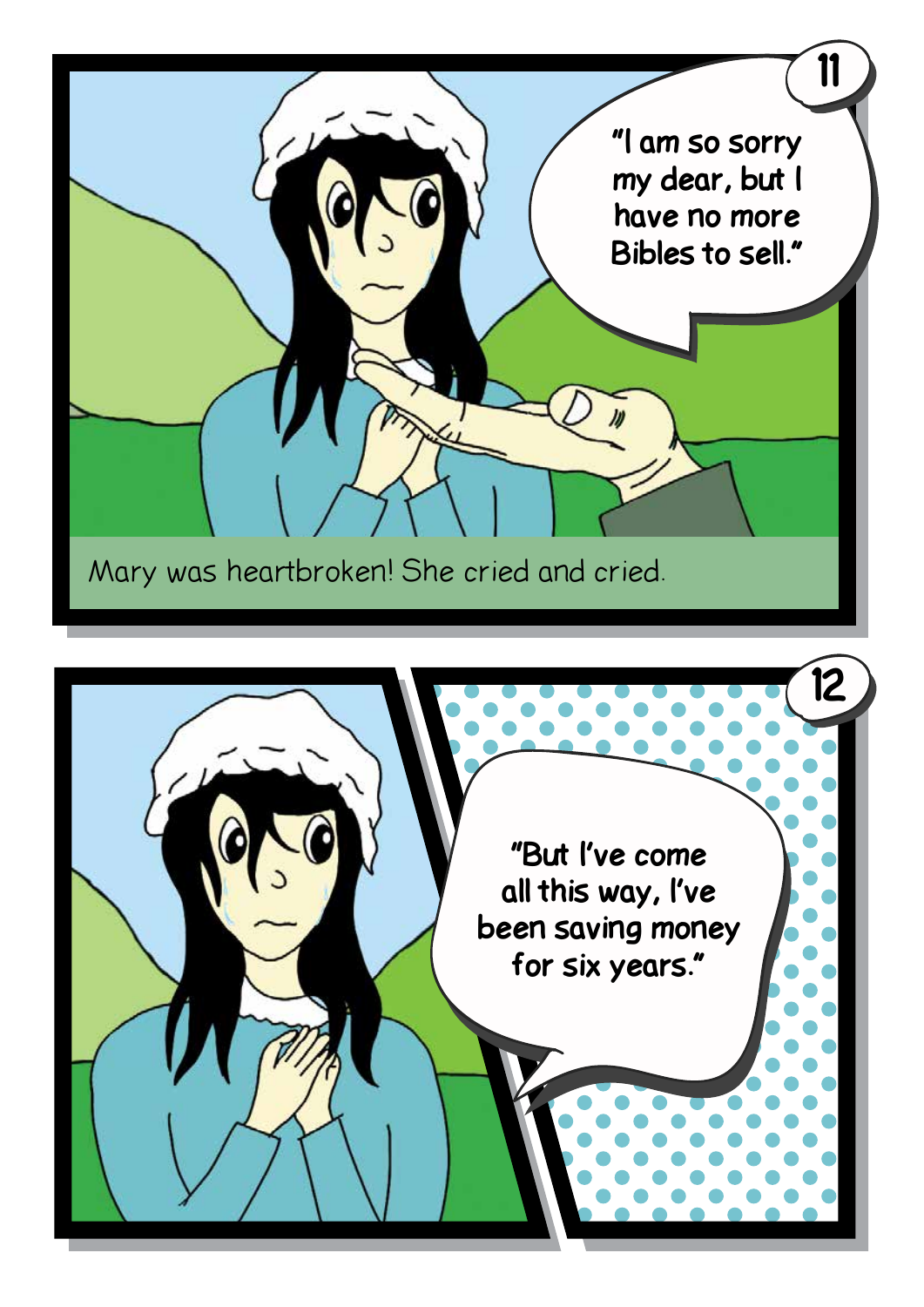"I am so sorry my dear, but I have no more Bibles to sell."

Mary was heartbroken! She cried and cried.

"But I've come all this way, I've been saving money for six years."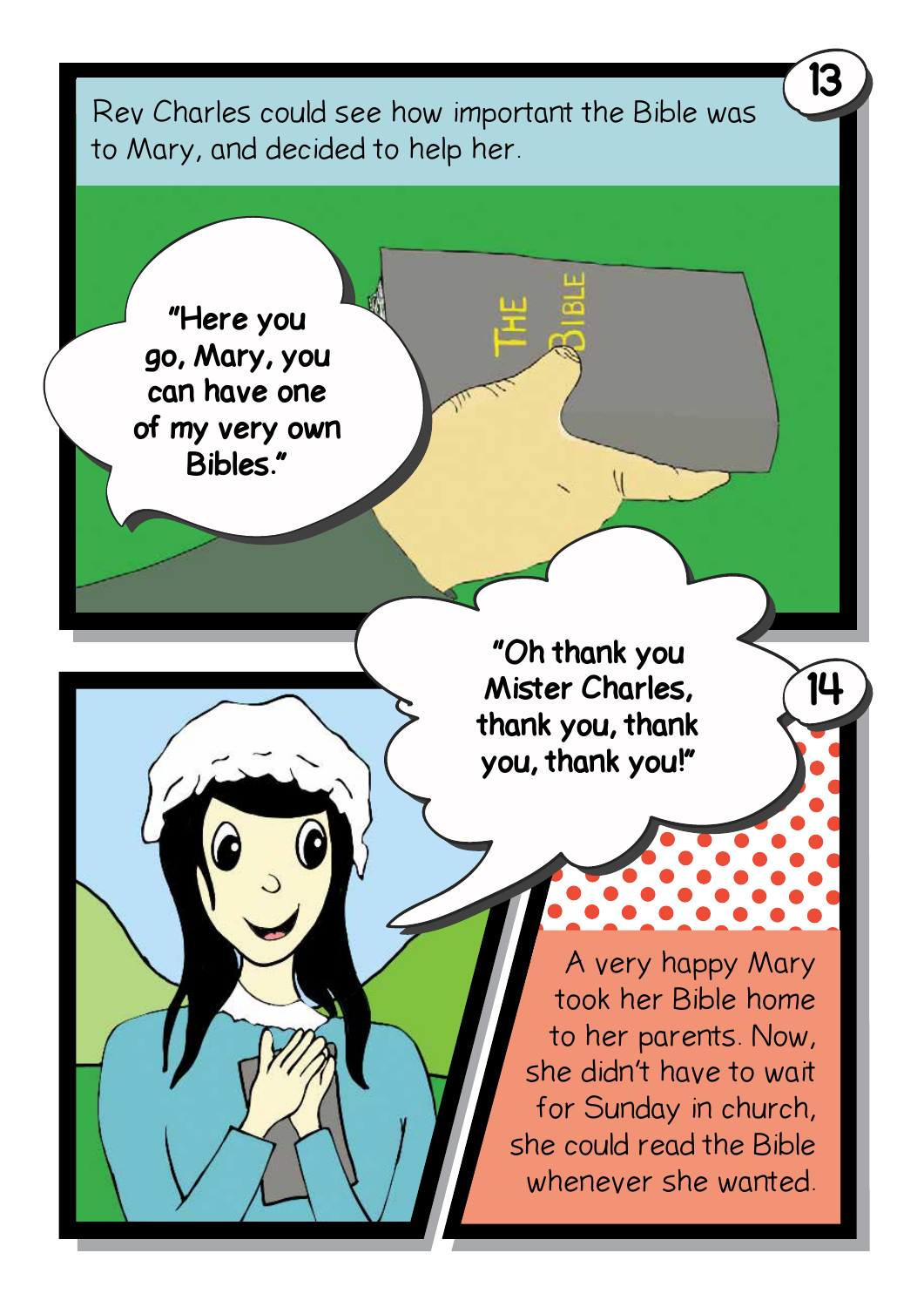Rev Charles could see how important the Bible was to Mary, and decided to help her.

"Here you go, Mary, you can have one of my very own Bibles."

THE BIBLE

"Oh thank you Mister Charles, thank you, thank you, thank you!"

A very happy Mary took her Bible home to her parents. Now, she didn't have to wait for Sunday in church, she could read the Bible whenever she wanted.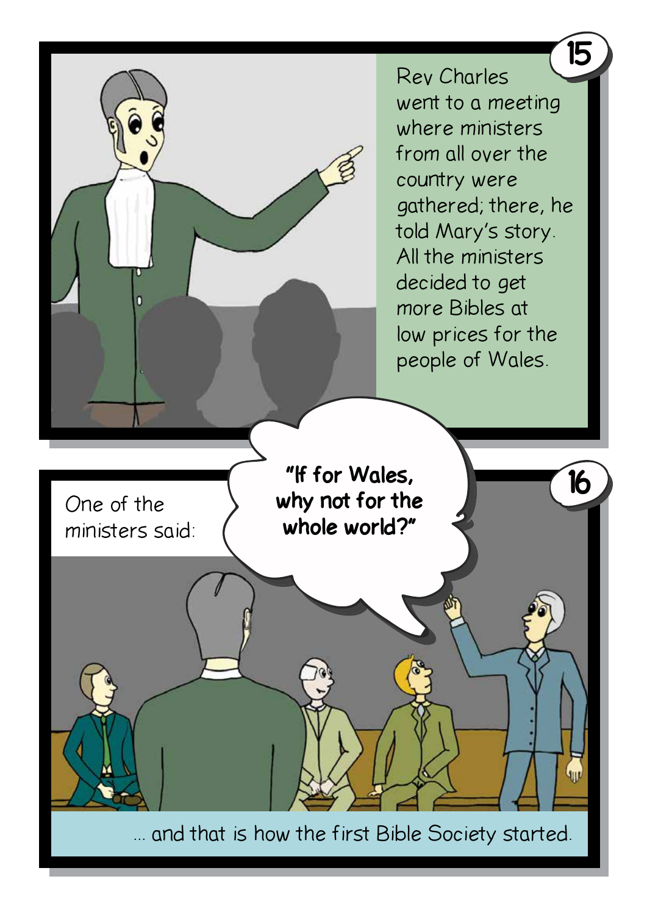Rev Charles went to a meeting where ministers from all over the country were gathered; there, he told Mary's story. All the ministers decided to get more Bibles at low prices for the people of Wales.

One of the ministers said:

**"If for Wales, why not for the whole world?"**

... and that is how the first Bible Society started.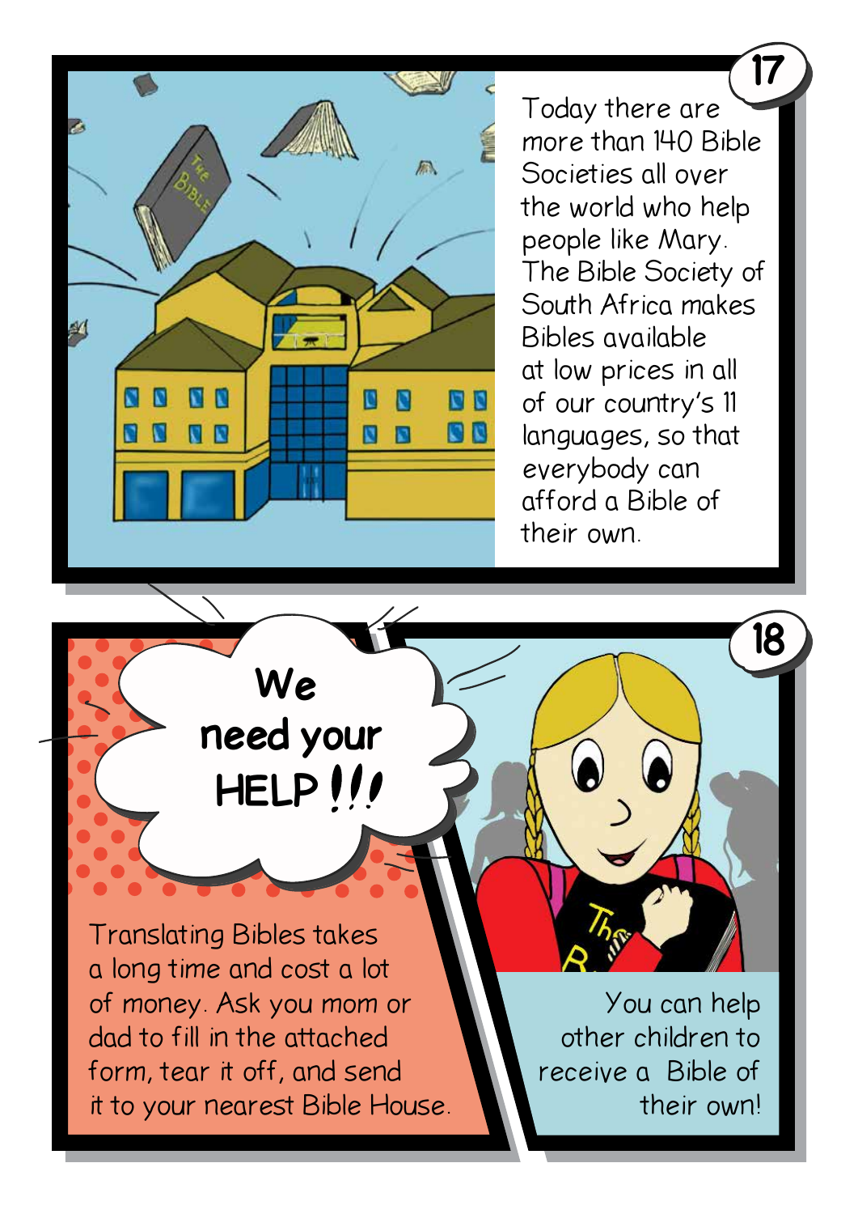17

Today there are more than 140 Bible Societies all over the world who help people like Mary. The Bible Society of South Africa makes Bibles available at low prices in all of our country's 11 languages, so that everybody can afford a Bible of their own.

18

**We need your HELP!!!**

Translating Bibles takes a long time and cost a lot of money. Ask you mom or dad to fill in the attached form, tear it off, and send it to your nearest Bible House.

You can help other children to receive a Bible of their own!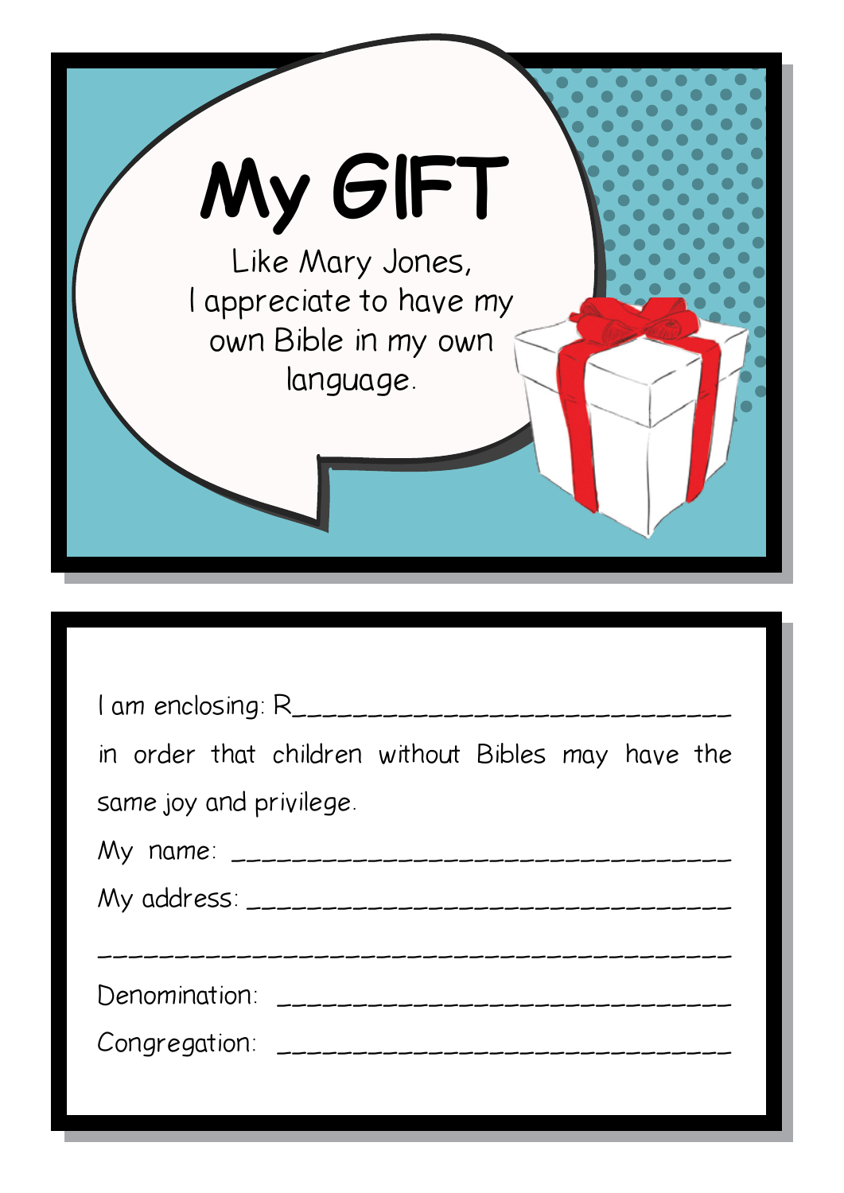# My GIFT

Like Mary Jones,
I appreciate to have my own Bible in my own language.

I am enclosing: R______________________________

in order that children without Bibles may have the same joy and privilege.

My name: ________________________________

My address: ______________________________

________________________________________

Denomination: ____________________________

Congregation: ____________________________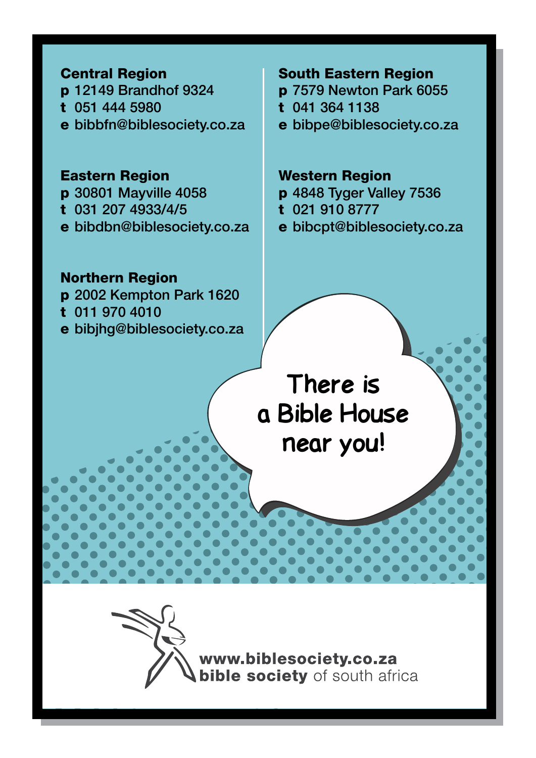**Central Region**
**p** 12149 Brandhof 9324
**t** 051 444 5980
**e** bibbfn@biblesociety.co.za

**Eastern Region**
**p** 30801 Mayville 4058
**t** 031 207 4933/4/5
**e** bibdbn@biblesociety.co.za

**Northern Region**
**p** 2002 Kempton Park 1620
**t** 011 970 4010
**e** bibjhg@biblesociety.co.za

**South Eastern Region**
**p** 7579 Newton Park 6055
**t** 041 364 1138
**e** bibpe@biblesociety.co.za

**Western Region**
**p** 4848 Tyger Valley 7536
**t** 021 910 8777
**e** bibcpt@biblesociety.co.za

There is a Bible House near you!

**www.biblesociety.co.za**
**bible society** of south africa